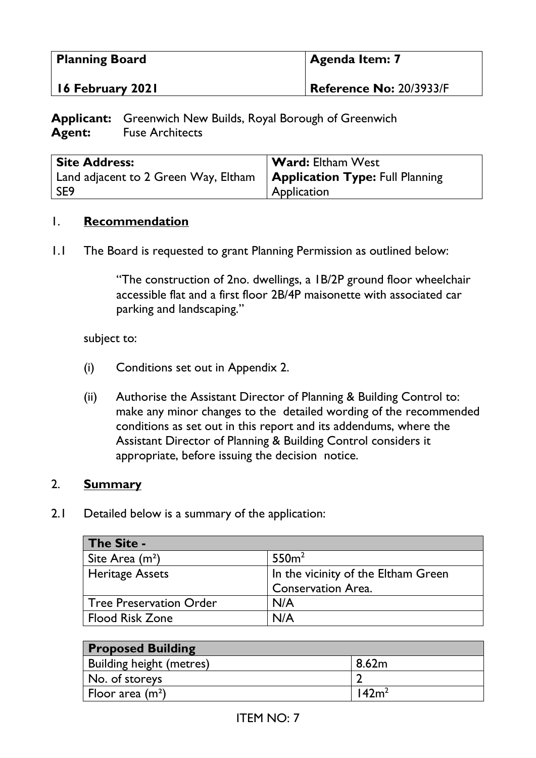| Planning Board | Agenda Item: 7 |
| --- | --- |
| 16 February 2021 | Reference No: 20/3933/F |

**Applicant:** Greenwich New Builds, Royal Borough of Greenwich
**Agent:** Fuse Architects

| Site Address: Land adjacent to 2 Green Way, Eltham SE9 | Ward: Eltham West Application Type: Full Planning Application |
| --- | --- |

## 1. Recommendation

1.1 The Board is requested to grant Planning Permission as outlined below:

> "The construction of 2no. dwellings, a 1B/2P ground floor wheelchair accessible flat and a first floor 2B/4P maisonette with associated car parking and landscaping."

subject to:

(i) Conditions set out in Appendix 2.

(ii) Authorise the Assistant Director of Planning & Building Control to: make any minor changes to the detailed wording of the recommended conditions as set out in this report and its addendums, where the Assistant Director of Planning & Building Control considers it appropriate, before issuing the decision notice.

## 2. Summary

2.1 Detailed below is a summary of the application:

| The Site - | |
| --- | --- |
| Site Area (m²) | 550m² |
| Heritage Assets | In the vicinity of the Eltham Green Conservation Area. |
| Tree Preservation Order | N/A |
| Flood Risk Zone | N/A |

| Proposed Building | |
| --- | --- |
| Building height (metres) | 8.62m |
| No. of storeys | 2 |
| Floor area (m²) | 142m² |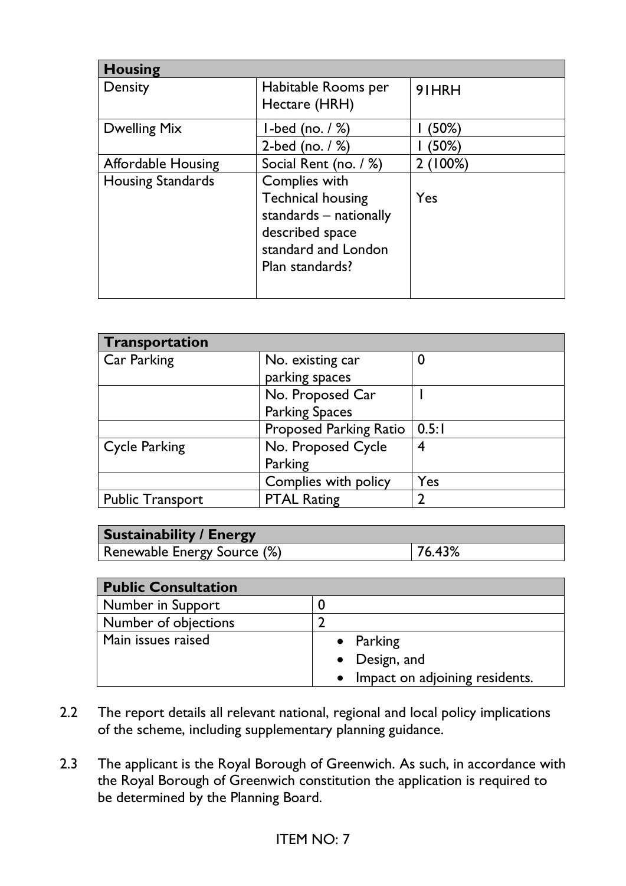| Housing | | |
|---|---|---|
| Density | Habitable Rooms per Hectare (HRH) | 91HRH |
| Dwelling Mix | 1-bed (no. / %) | 1 (50%) |
| | 2-bed (no. / %) | 1 (50%) |
| Affordable Housing | Social Rent (no. / %) | 2 (100%) |
| Housing Standards | Complies with Technical housing standards – nationally described space standard and London Plan standards? | Yes |

| Transportation | | |
|---|---|---|
| Car Parking | No. existing car parking spaces | 0 |
| | No. Proposed Car Parking Spaces | 1 |
| | Proposed Parking Ratio | 0.5:1 |
| Cycle Parking | No. Proposed Cycle Parking | 4 |
| | Complies with policy | Yes |
| Public Transport | PTAL Rating | 2 |

| Sustainability / Energy | |
|---|---|
| Renewable Energy Source (%) | 76.43% |

| Public Consultation | |
|---|---|
| Number in Support | 0 |
| Number of objections | 2 |
| Main issues raised | • Parking<br>• Design, and<br>• Impact on adjoining residents. |

2.2 The report details all relevant national, regional and local policy implications of the scheme, including supplementary planning guidance.

2.3 The applicant is the Royal Borough of Greenwich. As such, in accordance with the Royal Borough of Greenwich constitution the application is required to be determined by the Planning Board.

ITEM NO: 7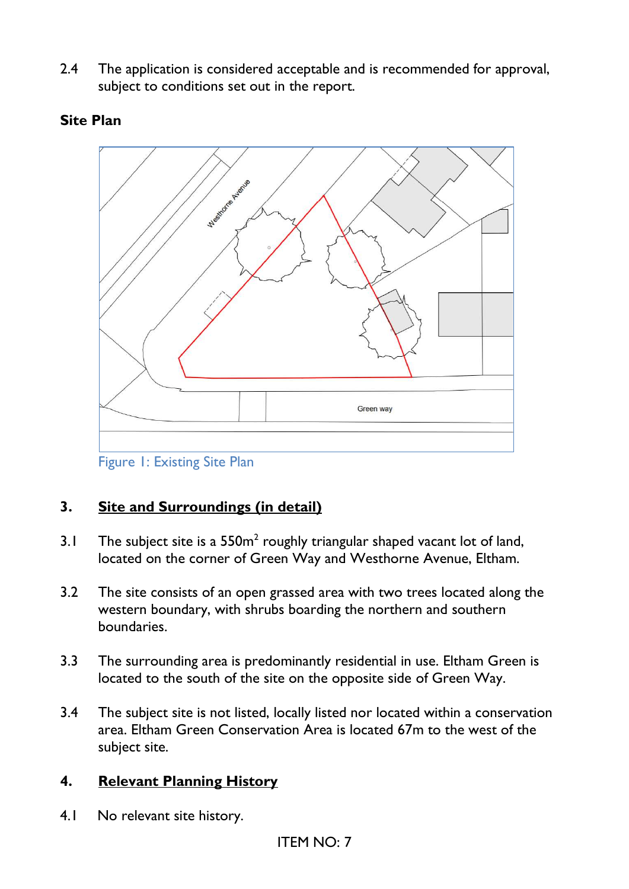2.4 The application is considered acceptable and is recommended for approval, subject to conditions set out in the report.

**Site Plan**

Figure 1: Existing Site Plan

## 3. Site and Surroundings (in detail)

3.1 The subject site is a 550m$^2$ roughly triangular shaped vacant lot of land, located on the corner of Green Way and Westhorne Avenue, Eltham.

3.2 The site consists of an open grassed area with two trees located along the western boundary, with shrubs boarding the northern and southern boundaries.

3.3 The surrounding area is predominantly residential in use. Eltham Green is located to the south of the site on the opposite side of Green Way.

3.4 The subject site is not listed, locally listed nor located within a conservation area. Eltham Green Conservation Area is located 67m to the west of the subject site.

## 4. Relevant Planning History

4.1 No relevant site history.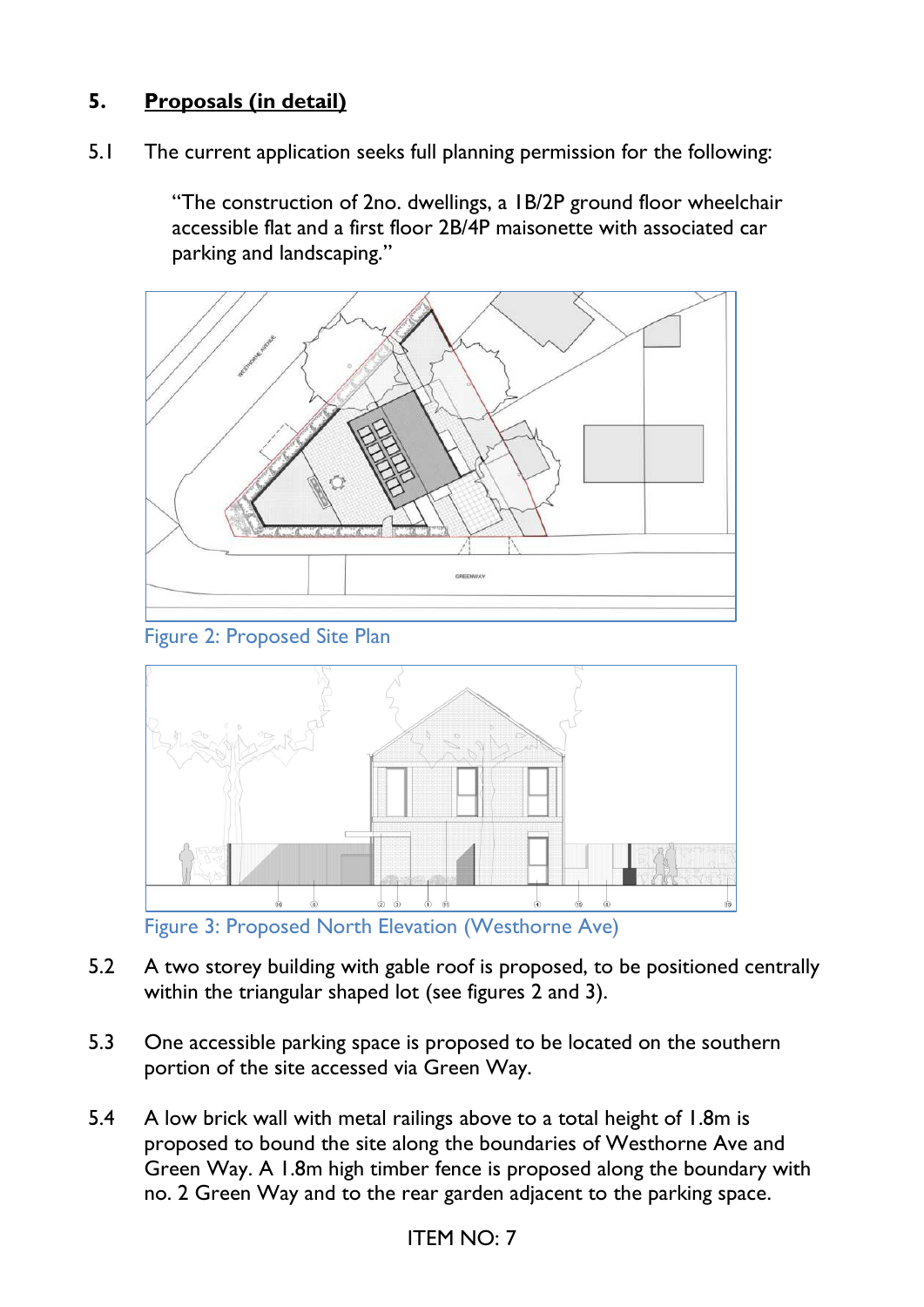## 5. Proposals (in detail)

5.1 The current application seeks full planning permission for the following:

> "The construction of 2no. dwellings, a 1B/2P ground floor wheelchair accessible flat and a first floor 2B/4P maisonette with associated car parking and landscaping."

Figure 2: Proposed Site Plan

Figure 3: Proposed North Elevation (Westhorne Ave)

5.2 A two storey building with gable roof is proposed, to be positioned centrally within the triangular shaped lot (see figures 2 and 3).

5.3 One accessible parking space is proposed to be located on the southern portion of the site accessed via Green Way.

5.4 A low brick wall with metal railings above to a total height of 1.8m is proposed to bound the site along the boundaries of Westhorne Ave and Green Way. A 1.8m high timber fence is proposed along the boundary with no. 2 Green Way and to the rear garden adjacent to the parking space.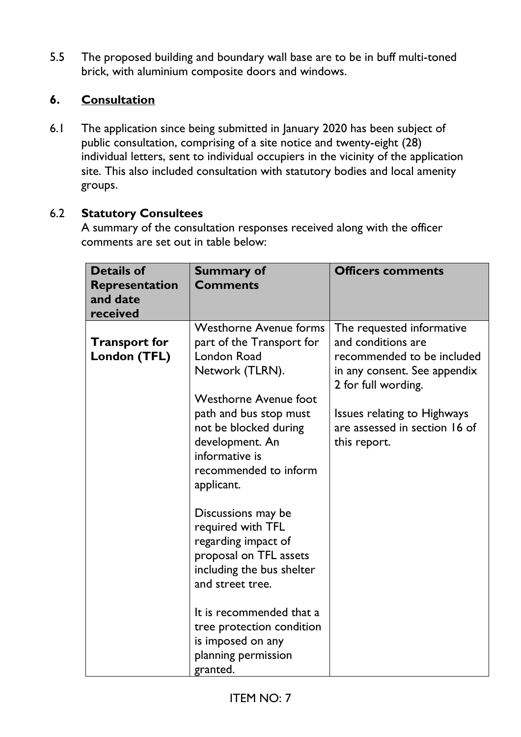5.5 The proposed building and boundary wall base are to be in buff multi-toned brick, with aluminium composite doors and windows.

## 6. Consultation

6.1 The application since being submitted in January 2020 has been subject of public consultation, comprising of a site notice and twenty-eight (28) individual letters, sent to individual occupiers in the vicinity of the application site. This also included consultation with statutory bodies and local amenity groups.

6.2 **Statutory Consultees**

A summary of the consultation responses received along with the officer comments are set out in table below:

| Details of Representation and date received | Summary of Comments | Officers comments |
|---|---|---|
| **Transport for London (TFL)** | Westhorne Avenue forms part of the Transport for London Road Network (TLRN).<br><br>Westhorne Avenue foot path and bus stop must not be blocked during development. An informative is recommended to inform applicant.<br><br>Discussions may be required with TFL regarding impact of proposal on TFL assets including the bus shelter and street tree.<br><br>It is recommended that a tree protection condition is imposed on any planning permission granted. | The requested informative and conditions are recommended to be included in any consent. See appendix 2 for full wording.<br><br>Issues relating to Highways are assessed in section 16 of this report. |

ITEM NO: 7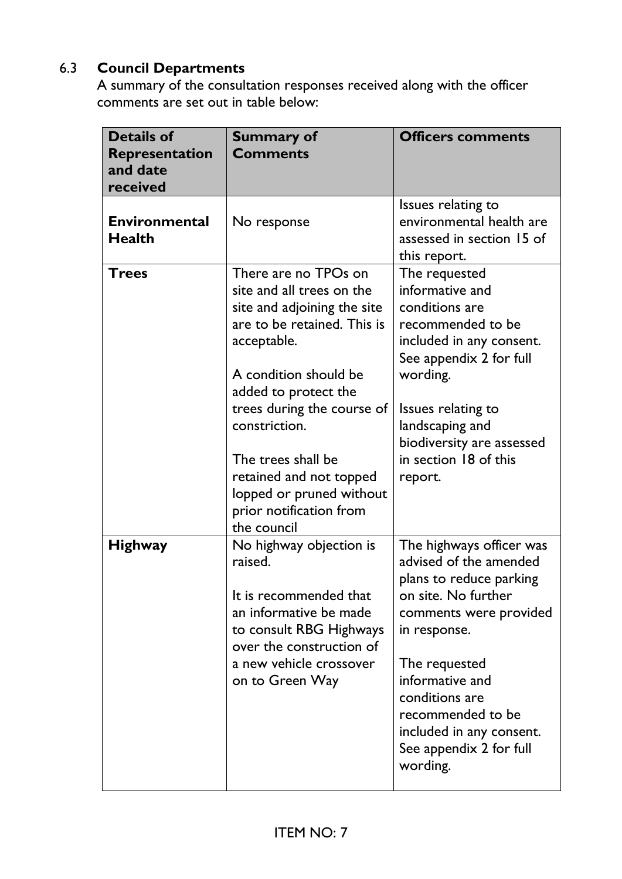### 6.3 **Council Departments**

A summary of the consultation responses received along with the officer comments are set out in table below:

| **Details of Representation and date received** | **Summary of Comments** | **Officers comments** |
|---|---|---|
| **Environmental Health** | No response | Issues relating to environmental health are assessed in section 15 of this report. |
| **Trees** | There are no TPOs on site and all trees on the site and adjoining the site are to be retained. This is acceptable.<br><br>A condition should be added to protect the trees during the course of constriction.<br><br>The trees shall be retained and not topped lopped or pruned without prior notification from the council | The requested informative and conditions are recommended to be included in any consent. See appendix 2 for full wording.<br><br>Issues relating to landscaping and biodiversity are assessed in section 18 of this report. |
| **Highway** | No highway objection is raised.<br><br>It is recommended that an informative be made to consult RBG Highways over the construction of a new vehicle crossover on to Green Way | The highways officer was advised of the amended plans to reduce parking on site. No further comments were provided in response.<br><br>The requested informative and conditions are recommended to be included in any consent. See appendix 2 for full wording. |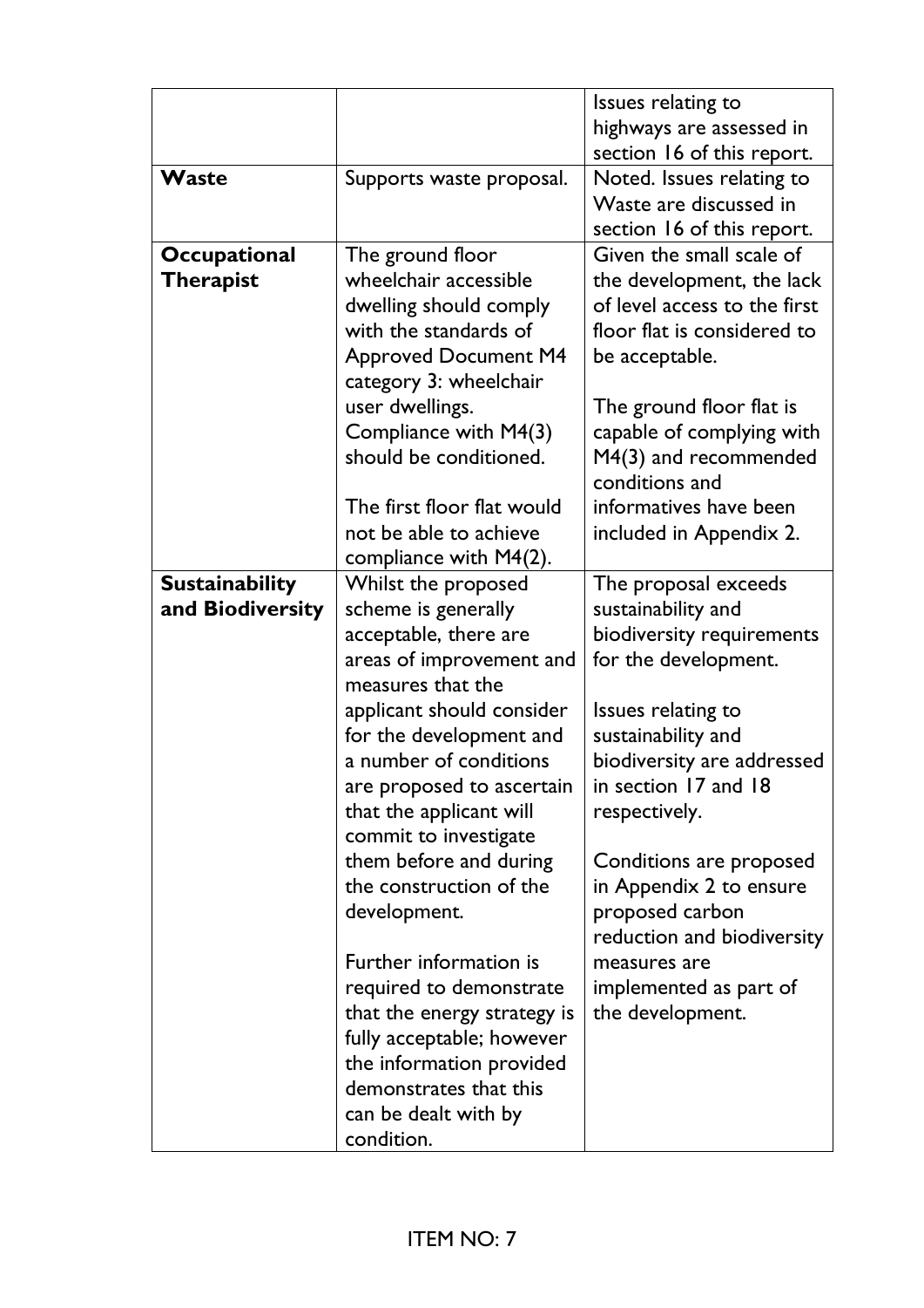| | | |
|---|---|---|
| | | Issues relating to highways are assessed in section 16 of this report. |
| **Waste** | Supports waste proposal. | Noted. Issues relating to Waste are discussed in section 16 of this report. |
| **Occupational Therapist** | The ground floor wheelchair accessible dwelling should comply with the standards of Approved Document M4 category 3: wheelchair user dwellings. Compliance with M4(3) should be conditioned.<br><br>The first floor flat would not be able to achieve compliance with M4(2). | Given the small scale of the development, the lack of level access to the first floor flat is considered to be acceptable.<br><br>The ground floor flat is capable of complying with M4(3) and recommended conditions and informatives have been included in Appendix 2. |
| **Sustainability and Biodiversity** | Whilst the proposed scheme is generally acceptable, there are areas of improvement and measures that the applicant should consider for the development and a number of conditions are proposed to ascertain that the applicant will commit to investigate them before and during the construction of the development.<br><br>Further information is required to demonstrate that the energy strategy is fully acceptable; however the information provided demonstrates that this can be dealt with by condition. | The proposal exceeds sustainability and biodiversity requirements for the development.<br><br>Issues relating to sustainability and biodiversity are addressed in section 17 and 18 respectively.<br><br>Conditions are proposed in Appendix 2 to ensure proposed carbon reduction and biodiversity measures are implemented as part of the development. |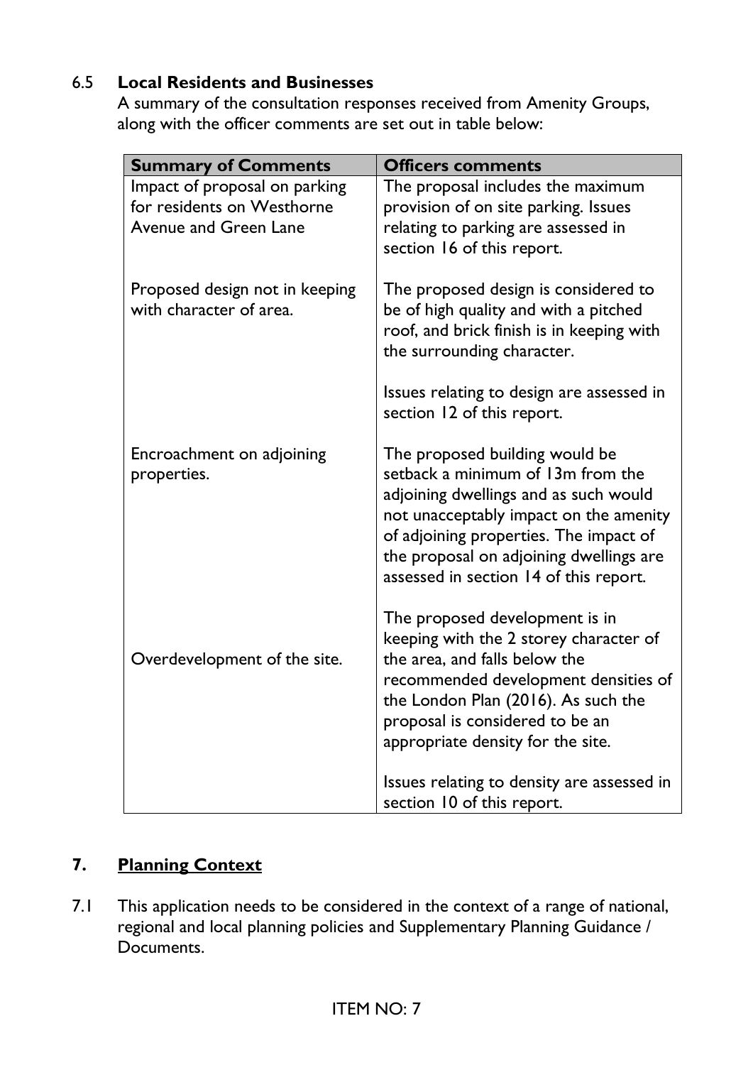### 6.5 **Local Residents and Businesses**

A summary of the consultation responses received from Amenity Groups, along with the officer comments are set out in table below:

| Summary of Comments | Officers comments |
|---|---|
| Impact of proposal on parking for residents on Westhorne Avenue and Green Lane | The proposal includes the maximum provision of on site parking. Issues relating to parking are assessed in section 16 of this report. |
| Proposed design not in keeping with character of area. | The proposed design is considered to be of high quality and with a pitched roof, and brick finish is in keeping with the surrounding character.<br><br>Issues relating to design are assessed in section 12 of this report. |
| Encroachment on adjoining properties. | The proposed building would be setback a minimum of 13m from the adjoining dwellings and as such would not unacceptably impact on the amenity of adjoining properties. The impact of the proposal on adjoining dwellings are assessed in section 14 of this report. |
| Overdevelopment of the site. | The proposed development is in keeping with the 2 storey character of the area, and falls below the recommended development densities of the London Plan (2016). As such the proposal is considered to be an appropriate density for the site.<br><br>Issues relating to density are assessed in section 10 of this report. |

## 7. **Planning Context**

7.1 This application needs to be considered in the context of a range of national, regional and local planning policies and Supplementary Planning Guidance / Documents.

ITEM NO: 7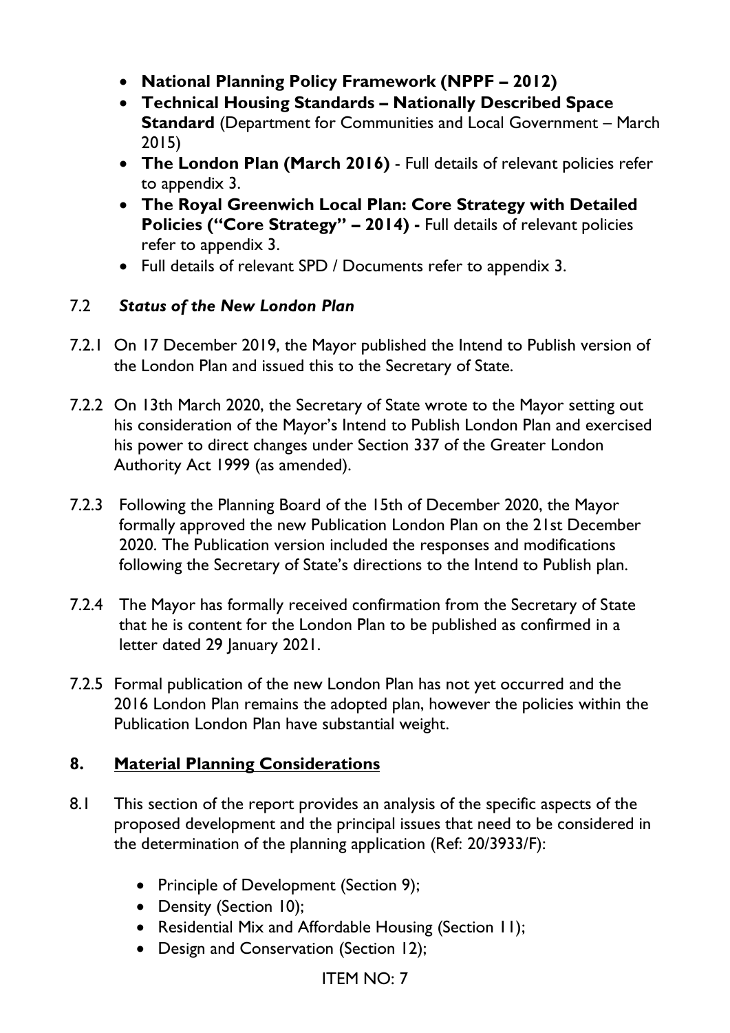- **National Planning Policy Framework (NPPF – 2012)**
- **Technical Housing Standards – Nationally Described Space Standard** (Department for Communities and Local Government – March 2015)
- **The London Plan (March 2016)** - Full details of relevant policies refer to appendix 3.
- **The Royal Greenwich Local Plan: Core Strategy with Detailed Policies ("Core Strategy" – 2014) -** Full details of relevant policies refer to appendix 3.
- Full details of relevant SPD / Documents refer to appendix 3.

### 7.2 *Status of the New London Plan*

7.2.1 On 17 December 2019, the Mayor published the Intend to Publish version of the London Plan and issued this to the Secretary of State.

7.2.2 On 13th March 2020, the Secretary of State wrote to the Mayor setting out his consideration of the Mayor's Intend to Publish London Plan and exercised his power to direct changes under Section 337 of the Greater London Authority Act 1999 (as amended).

7.2.3 Following the Planning Board of the 15th of December 2020, the Mayor formally approved the new Publication London Plan on the 21st December 2020. The Publication version included the responses and modifications following the Secretary of State's directions to the Intend to Publish plan.

7.2.4 The Mayor has formally received confirmation from the Secretary of State that he is content for the London Plan to be published as confirmed in a letter dated 29 January 2021.

7.2.5 Formal publication of the new London Plan has not yet occurred and the 2016 London Plan remains the adopted plan, however the policies within the Publication London Plan have substantial weight.

## 8. <u>Material Planning Considerations</u>

8.1 This section of the report provides an analysis of the specific aspects of the proposed development and the principal issues that need to be considered in the determination of the planning application (Ref: 20/3933/F):

- Principle of Development (Section 9);
- Density (Section 10);
- Residential Mix and Affordable Housing (Section 11);
- Design and Conservation (Section 12);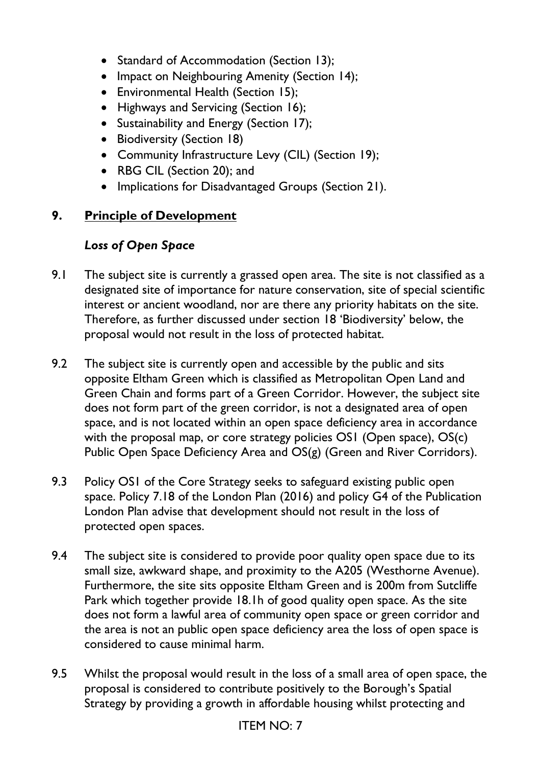- Standard of Accommodation (Section 13);
- Impact on Neighbouring Amenity (Section 14);
- Environmental Health (Section 15);
- Highways and Servicing (Section 16);
- Sustainability and Energy (Section 17);
- Biodiversity (Section 18)
- Community Infrastructure Levy (CIL) (Section 19);
- RBG CIL (Section 20); and
- Implications for Disadvantaged Groups (Section 21).

## 9. Principle of Development

### *Loss of Open Space*

9.1 The subject site is currently a grassed open area. The site is not classified as a designated site of importance for nature conservation, site of special scientific interest or ancient woodland, nor are there any priority habitats on the site. Therefore, as further discussed under section 18 'Biodiversity' below, the proposal would not result in the loss of protected habitat.

9.2 The subject site is currently open and accessible by the public and sits opposite Eltham Green which is classified as Metropolitan Open Land and Green Chain and forms part of a Green Corridor. However, the subject site does not form part of the green corridor, is not a designated area of open space, and is not located within an open space deficiency area in accordance with the proposal map, or core strategy policies OS1 (Open space), OS(c) Public Open Space Deficiency Area and OS(g) (Green and River Corridors).

9.3 Policy OS1 of the Core Strategy seeks to safeguard existing public open space. Policy 7.18 of the London Plan (2016) and policy G4 of the Publication London Plan advise that development should not result in the loss of protected open spaces.

9.4 The subject site is considered to provide poor quality open space due to its small size, awkward shape, and proximity to the A205 (Westhorne Avenue). Furthermore, the site sits opposite Eltham Green and is 200m from Sutcliffe Park which together provide 18.1h of good quality open space. As the site does not form a lawful area of community open space or green corridor and the area is not an public open space deficiency area the loss of open space is considered to cause minimal harm.

9.5 Whilst the proposal would result in the loss of a small area of open space, the proposal is considered to contribute positively to the Borough's Spatial Strategy by providing a growth in affordable housing whilst protecting and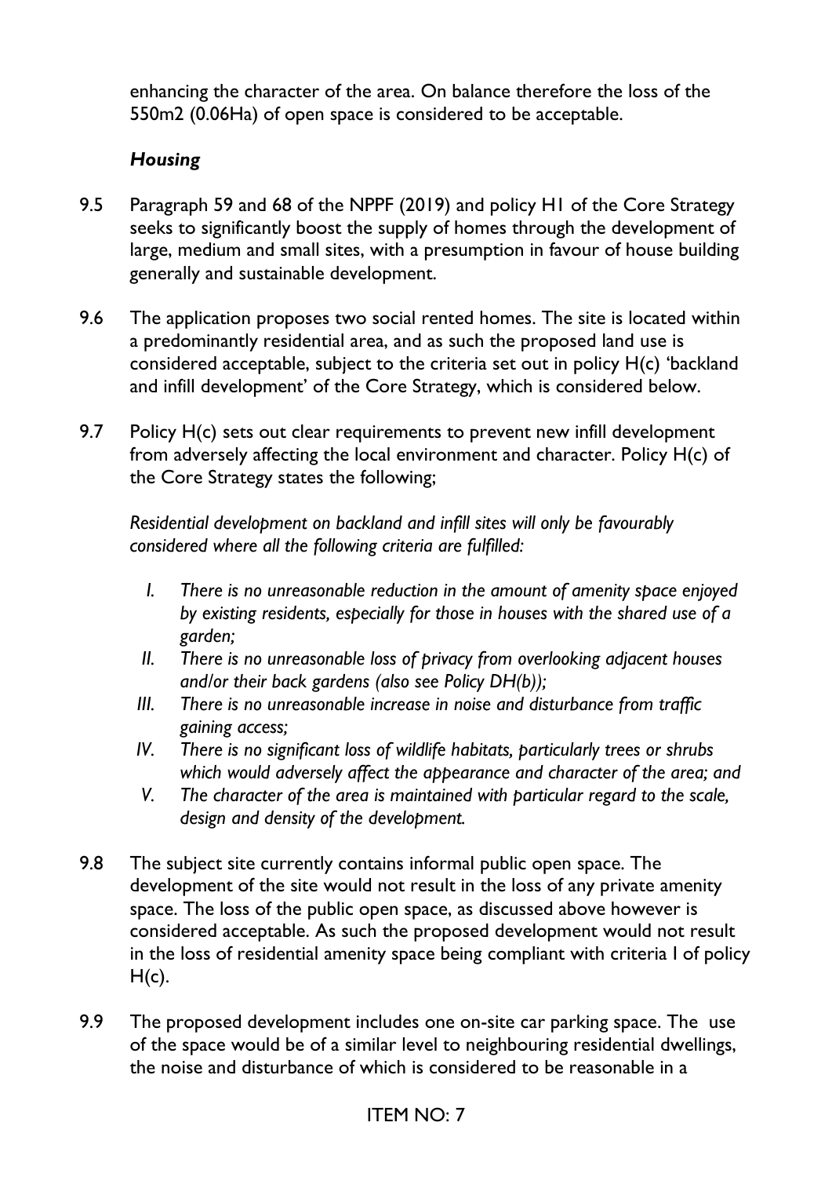enhancing the character of the area. On balance therefore the loss of the 550m2 (0.06Ha) of open space is considered to be acceptable.

### *Housing*

9.5 Paragraph 59 and 68 of the NPPF (2019) and policy H1 of the Core Strategy seeks to significantly boost the supply of homes through the development of large, medium and small sites, with a presumption in favour of house building generally and sustainable development.

9.6 The application proposes two social rented homes. The site is located within a predominantly residential area, and as such the proposed land use is considered acceptable, subject to the criteria set out in policy H(c) 'backland and infill development' of the Core Strategy, which is considered below.

9.7 Policy H(c) sets out clear requirements to prevent new infill development from adversely affecting the local environment and character. Policy H(c) of the Core Strategy states the following;

*Residential development on backland and infill sites will only be favourably considered where all the following criteria are fulfilled:*

- *I. There is no unreasonable reduction in the amount of amenity space enjoyed by existing residents, especially for those in houses with the shared use of a garden;*
- *II. There is no unreasonable loss of privacy from overlooking adjacent houses and/or their back gardens (also see Policy DH(b));*
- *III. There is no unreasonable increase in noise and disturbance from traffic gaining access;*
- *IV. There is no significant loss of wildlife habitats, particularly trees or shrubs which would adversely affect the appearance and character of the area; and*
- *V. The character of the area is maintained with particular regard to the scale, design and density of the development.*

9.8 The subject site currently contains informal public open space. The development of the site would not result in the loss of any private amenity space. The loss of the public open space, as discussed above however is considered acceptable. As such the proposed development would not result in the loss of residential amenity space being compliant with criteria I of policy H(c).

9.9 The proposed development includes one on-site car parking space. The use of the space would be of a similar level to neighbouring residential dwellings, the noise and disturbance of which is considered to be reasonable in a

ITEM NO: 7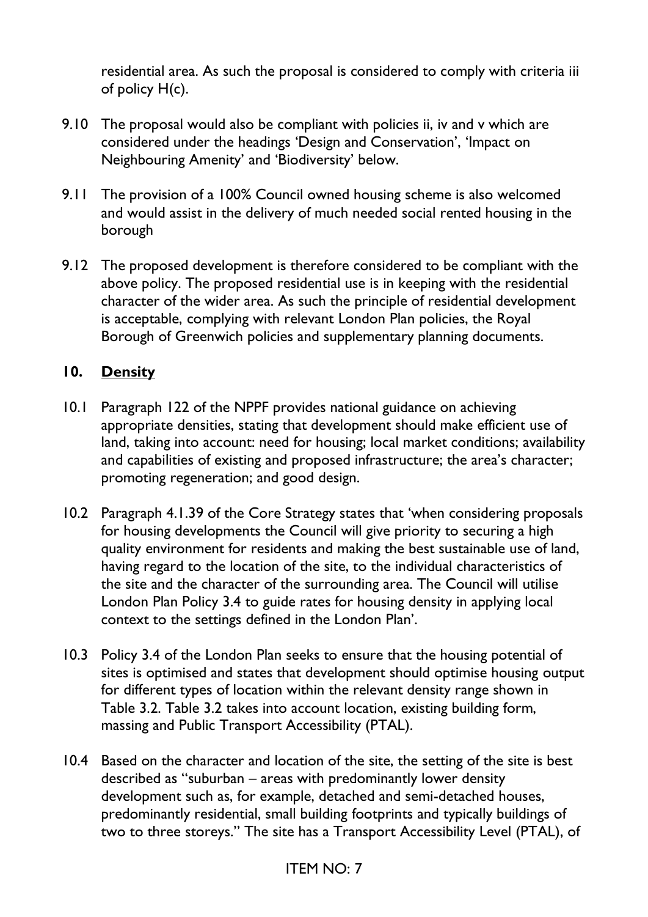residential area. As such the proposal is considered to comply with criteria iii of policy H(c).

9.10 The proposal would also be compliant with policies ii, iv and v which are considered under the headings 'Design and Conservation', 'Impact on Neighbouring Amenity' and 'Biodiversity' below.

9.11 The provision of a 100% Council owned housing scheme is also welcomed and would assist in the delivery of much needed social rented housing in the borough

9.12 The proposed development is therefore considered to be compliant with the above policy. The proposed residential use is in keeping with the residential character of the wider area. As such the principle of residential development is acceptable, complying with relevant London Plan policies, the Royal Borough of Greenwich policies and supplementary planning documents.

## 10. Density

10.1 Paragraph 122 of the NPPF provides national guidance on achieving appropriate densities, stating that development should make efficient use of land, taking into account: need for housing; local market conditions; availability and capabilities of existing and proposed infrastructure; the area's character; promoting regeneration; and good design.

10.2 Paragraph 4.1.39 of the Core Strategy states that 'when considering proposals for housing developments the Council will give priority to securing a high quality environment for residents and making the best sustainable use of land, having regard to the location of the site, to the individual characteristics of the site and the character of the surrounding area. The Council will utilise London Plan Policy 3.4 to guide rates for housing density in applying local context to the settings defined in the London Plan'.

10.3 Policy 3.4 of the London Plan seeks to ensure that the housing potential of sites is optimised and states that development should optimise housing output for different types of location within the relevant density range shown in Table 3.2. Table 3.2 takes into account location, existing building form, massing and Public Transport Accessibility (PTAL).

10.4 Based on the character and location of the site, the setting of the site is best described as "suburban – areas with predominantly lower density development such as, for example, detached and semi-detached houses, predominantly residential, small building footprints and typically buildings of two to three storeys." The site has a Transport Accessibility Level (PTAL), of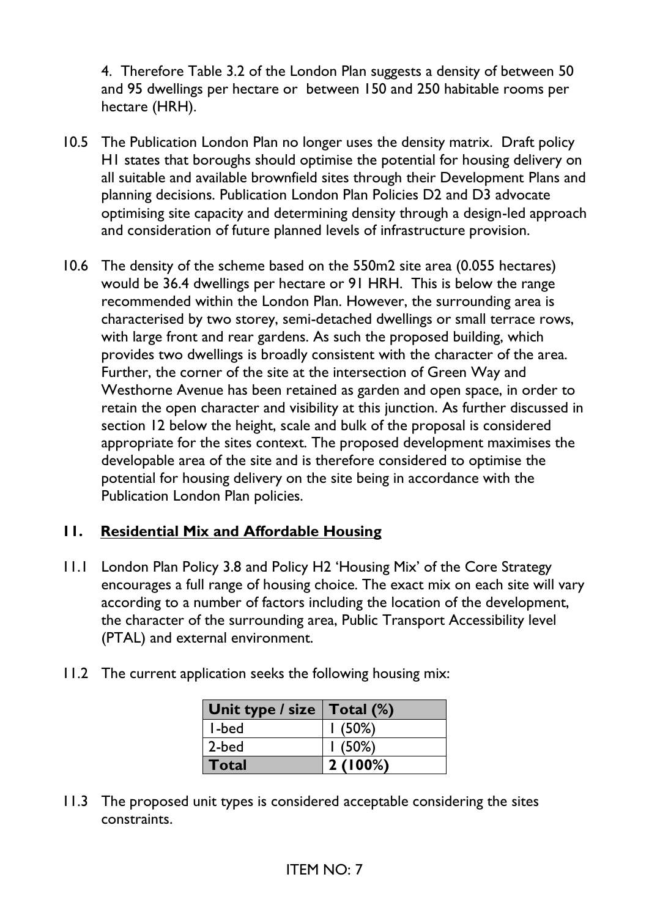4. Therefore Table 3.2 of the London Plan suggests a density of between 50 and 95 dwellings per hectare or between 150 and 250 habitable rooms per hectare (HRH).

10.5 The Publication London Plan no longer uses the density matrix. Draft policy H1 states that boroughs should optimise the potential for housing delivery on all suitable and available brownfield sites through their Development Plans and planning decisions. Publication London Plan Policies D2 and D3 advocate optimising site capacity and determining density through a design-led approach and consideration of future planned levels of infrastructure provision.

10.6 The density of the scheme based on the 550m2 site area (0.055 hectares) would be 36.4 dwellings per hectare or 91 HRH. This is below the range recommended within the London Plan. However, the surrounding area is characterised by two storey, semi-detached dwellings or small terrace rows, with large front and rear gardens. As such the proposed building, which provides two dwellings is broadly consistent with the character of the area. Further, the corner of the site at the intersection of Green Way and Westhorne Avenue has been retained as garden and open space, in order to retain the open character and visibility at this junction. As further discussed in section 12 below the height, scale and bulk of the proposal is considered appropriate for the sites context. The proposed development maximises the developable area of the site and is therefore considered to optimise the potential for housing delivery on the site being in accordance with the Publication London Plan policies.

## 11. Residential Mix and Affordable Housing

11.1 London Plan Policy 3.8 and Policy H2 'Housing Mix' of the Core Strategy encourages a full range of housing choice. The exact mix on each site will vary according to a number of factors including the location of the development, the character of the surrounding area, Public Transport Accessibility level (PTAL) and external environment.

11.2 The current application seeks the following housing mix:

| Unit type / size | Total (%) |
|---|---|
| 1-bed | 1 (50%) |
| 2-bed | 1 (50%) |
| **Total** | **2 (100%)** |

11.3 The proposed unit types is considered acceptable considering the sites constraints.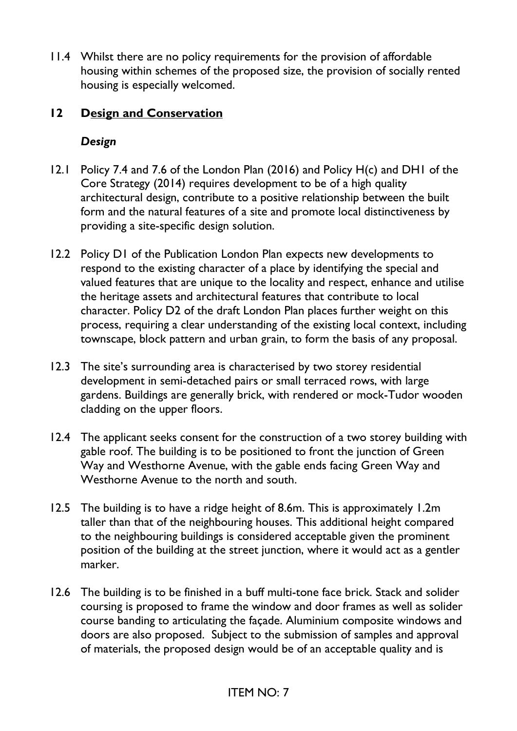11.4 Whilst there are no policy requirements for the provision of affordable housing within schemes of the proposed size, the provision of socially rented housing is especially welcomed.

## 12 Design and Conservation

### *Design*

12.1 Policy 7.4 and 7.6 of the London Plan (2016) and Policy H(c) and DH1 of the Core Strategy (2014) requires development to be of a high quality architectural design, contribute to a positive relationship between the built form and the natural features of a site and promote local distinctiveness by providing a site-specific design solution.

12.2 Policy D1 of the Publication London Plan expects new developments to respond to the existing character of a place by identifying the special and valued features that are unique to the locality and respect, enhance and utilise the heritage assets and architectural features that contribute to local character. Policy D2 of the draft London Plan places further weight on this process, requiring a clear understanding of the existing local context, including townscape, block pattern and urban grain, to form the basis of any proposal.

12.3 The site's surrounding area is characterised by two storey residential development in semi-detached pairs or small terraced rows, with large gardens. Buildings are generally brick, with rendered or mock-Tudor wooden cladding on the upper floors.

12.4 The applicant seeks consent for the construction of a two storey building with gable roof. The building is to be positioned to front the junction of Green Way and Westhorne Avenue, with the gable ends facing Green Way and Westhorne Avenue to the north and south.

12.5 The building is to have a ridge height of 8.6m. This is approximately 1.2m taller than that of the neighbouring houses. This additional height compared to the neighbouring buildings is considered acceptable given the prominent position of the building at the street junction, where it would act as a gentler marker.

12.6 The building is to be finished in a buff multi-tone face brick. Stack and solider coursing is proposed to frame the window and door frames as well as solider course banding to articulating the façade. Aluminium composite windows and doors are also proposed. Subject to the submission of samples and approval of materials, the proposed design would be of an acceptable quality and is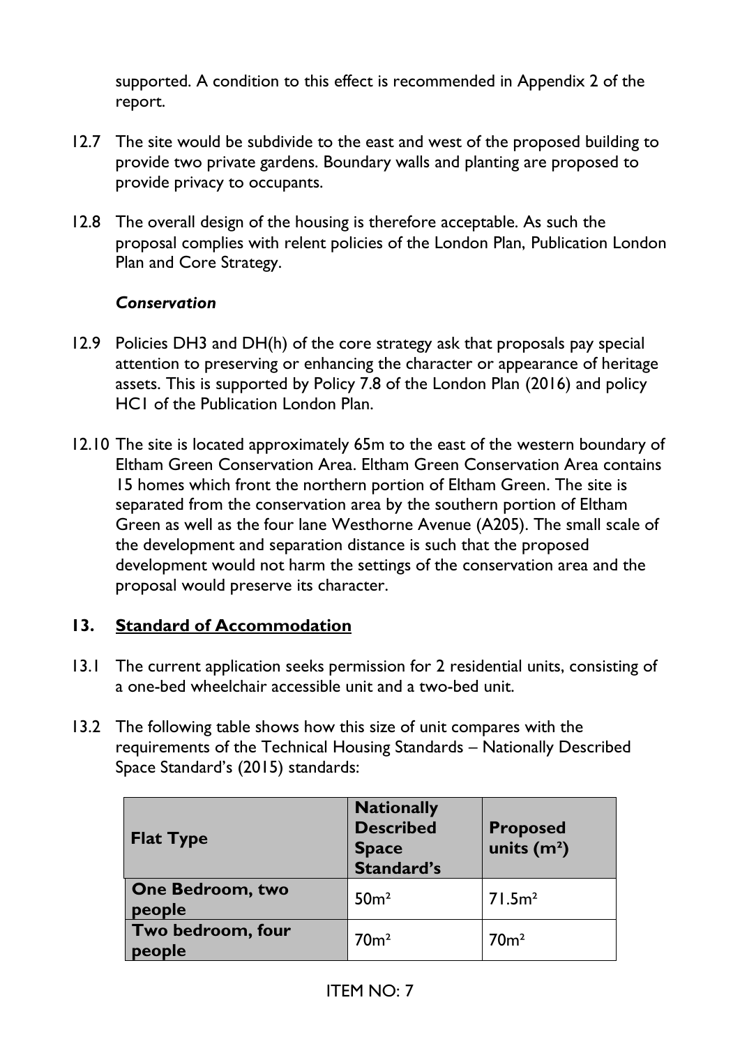supported. A condition to this effect is recommended in Appendix 2 of the report.

12.7 The site would be subdivide to the east and west of the proposed building to provide two private gardens. Boundary walls and planting are proposed to provide privacy to occupants.

12.8 The overall design of the housing is therefore acceptable. As such the proposal complies with relent policies of the London Plan, Publication London Plan and Core Strategy.

***Conservation***

12.9 Policies DH3 and DH(h) of the core strategy ask that proposals pay special attention to preserving or enhancing the character or appearance of heritage assets. This is supported by Policy 7.8 of the London Plan (2016) and policy HC1 of the Publication London Plan.

12.10 The site is located approximately 65m to the east of the western boundary of Eltham Green Conservation Area. Eltham Green Conservation Area contains 15 homes which front the northern portion of Eltham Green. The site is separated from the conservation area by the southern portion of Eltham Green as well as the four lane Westhorne Avenue (A205). The small scale of the development and separation distance is such that the proposed development would not harm the settings of the conservation area and the proposal would preserve its character.

## 13. Standard of Accommodation

13.1 The current application seeks permission for 2 residential units, consisting of a one-bed wheelchair accessible unit and a two-bed unit.

13.2 The following table shows how this size of unit compares with the requirements of the Technical Housing Standards – Nationally Described Space Standard's (2015) standards:

| Flat Type | Nationally Described Space Standard's | Proposed units (m²) |
|---|---|---|
| **One Bedroom, two people** | 50m² | 71.5m² |
| **Two bedroom, four people** | 70m² | 70m² |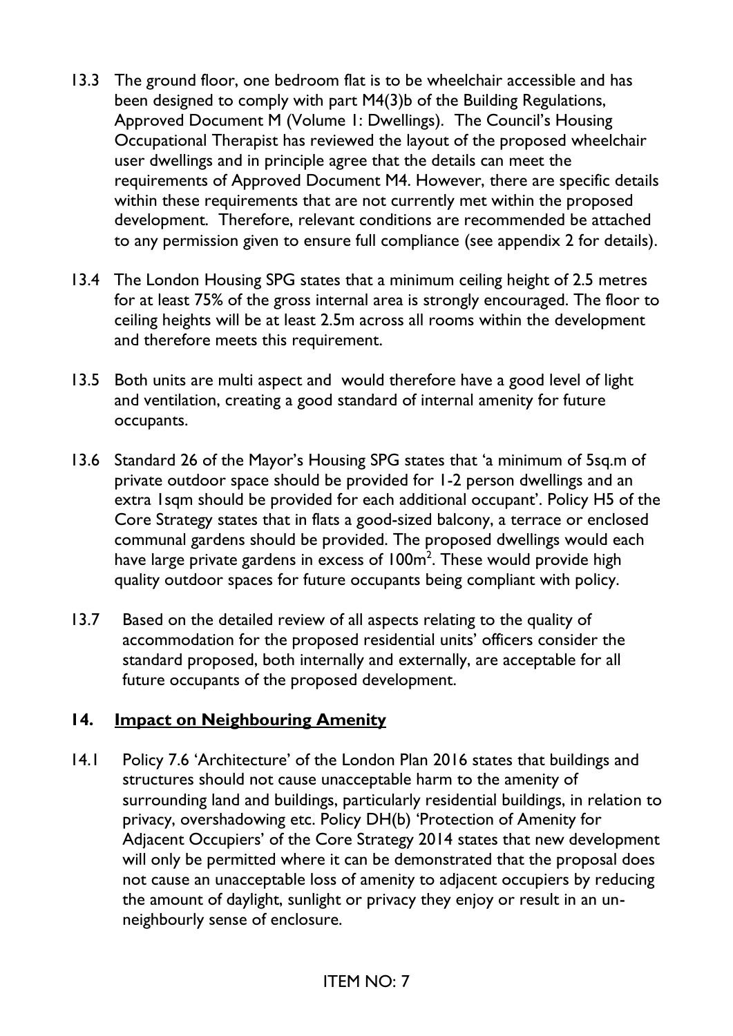13.3 The ground floor, one bedroom flat is to be wheelchair accessible and has been designed to comply with part M4(3)b of the Building Regulations, Approved Document M (Volume 1: Dwellings). The Council's Housing Occupational Therapist has reviewed the layout of the proposed wheelchair user dwellings and in principle agree that the details can meet the requirements of Approved Document M4. However, there are specific details within these requirements that are not currently met within the proposed development. Therefore, relevant conditions are recommended be attached to any permission given to ensure full compliance (see appendix 2 for details).

13.4 The London Housing SPG states that a minimum ceiling height of 2.5 metres for at least 75% of the gross internal area is strongly encouraged. The floor to ceiling heights will be at least 2.5m across all rooms within the development and therefore meets this requirement.

13.5 Both units are multi aspect and would therefore have a good level of light and ventilation, creating a good standard of internal amenity for future occupants.

13.6 Standard 26 of the Mayor's Housing SPG states that 'a minimum of 5sq.m of private outdoor space should be provided for 1-2 person dwellings and an extra 1sqm should be provided for each additional occupant'. Policy H5 of the Core Strategy states that in flats a good-sized balcony, a terrace or enclosed communal gardens should be provided. The proposed dwellings would each have large private gardens in excess of 100m$^2$. These would provide high quality outdoor spaces for future occupants being compliant with policy.

13.7 Based on the detailed review of all aspects relating to the quality of accommodation for the proposed residential units' officers consider the standard proposed, both internally and externally, are acceptable for all future occupants of the proposed development.

## 14. Impact on Neighbouring Amenity

14.1 Policy 7.6 'Architecture' of the London Plan 2016 states that buildings and structures should not cause unacceptable harm to the amenity of surrounding land and buildings, particularly residential buildings, in relation to privacy, overshadowing etc. Policy DH(b) 'Protection of Amenity for Adjacent Occupiers' of the Core Strategy 2014 states that new development will only be permitted where it can be demonstrated that the proposal does not cause an unacceptable loss of amenity to adjacent occupiers by reducing the amount of daylight, sunlight or privacy they enjoy or result in an un-neighbourly sense of enclosure.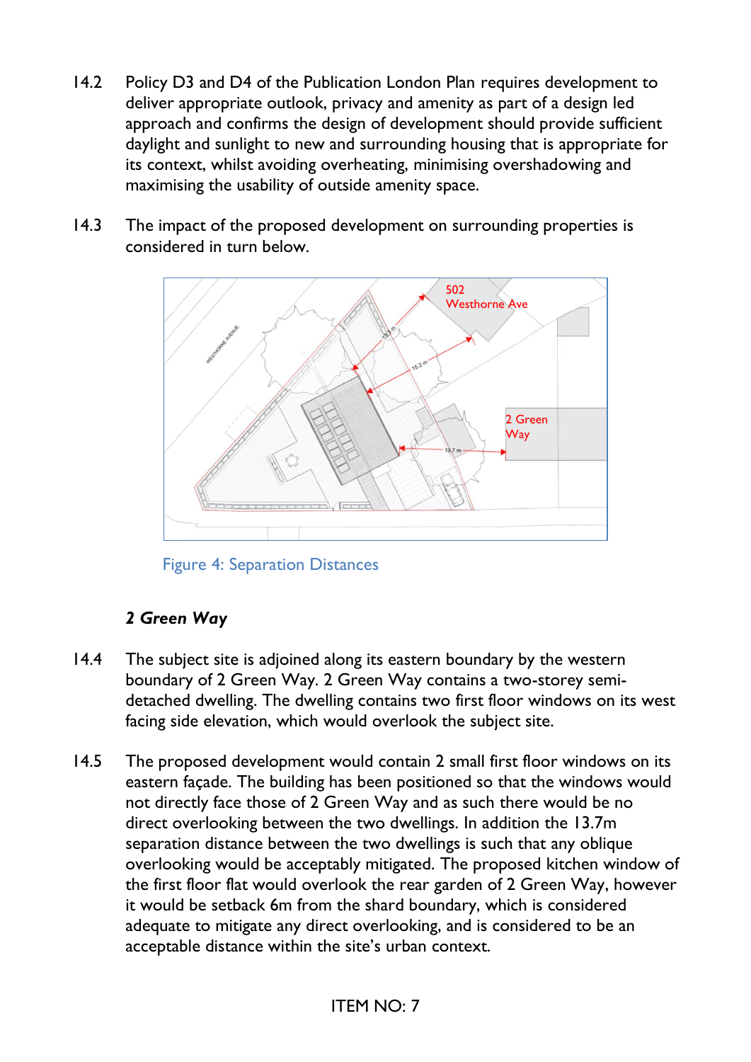14.2 Policy D3 and D4 of the Publication London Plan requires development to deliver appropriate outlook, privacy and amenity as part of a design led approach and confirms the design of development should provide sufficient daylight and sunlight to new and surrounding housing that is appropriate for its context, whilst avoiding overheating, minimising overshadowing and maximising the usability of outside amenity space.

14.3 The impact of the proposed development on surrounding properties is considered in turn below.

Figure 4: Separation Distances

### *2 Green Way*

14.4 The subject site is adjoined along its eastern boundary by the western boundary of 2 Green Way. 2 Green Way contains a two-storey semi-detached dwelling. The dwelling contains two first floor windows on its west facing side elevation, which would overlook the subject site.

14.5 The proposed development would contain 2 small first floor windows on its eastern façade. The building has been positioned so that the windows would not directly face those of 2 Green Way and as such there would be no direct overlooking between the two dwellings. In addition the 13.7m separation distance between the two dwellings is such that any oblique overlooking would be acceptably mitigated. The proposed kitchen window of the first floor flat would overlook the rear garden of 2 Green Way, however it would be setback 6m from the shard boundary, which is considered adequate to mitigate any direct overlooking, and is considered to be an acceptable distance within the site's urban context.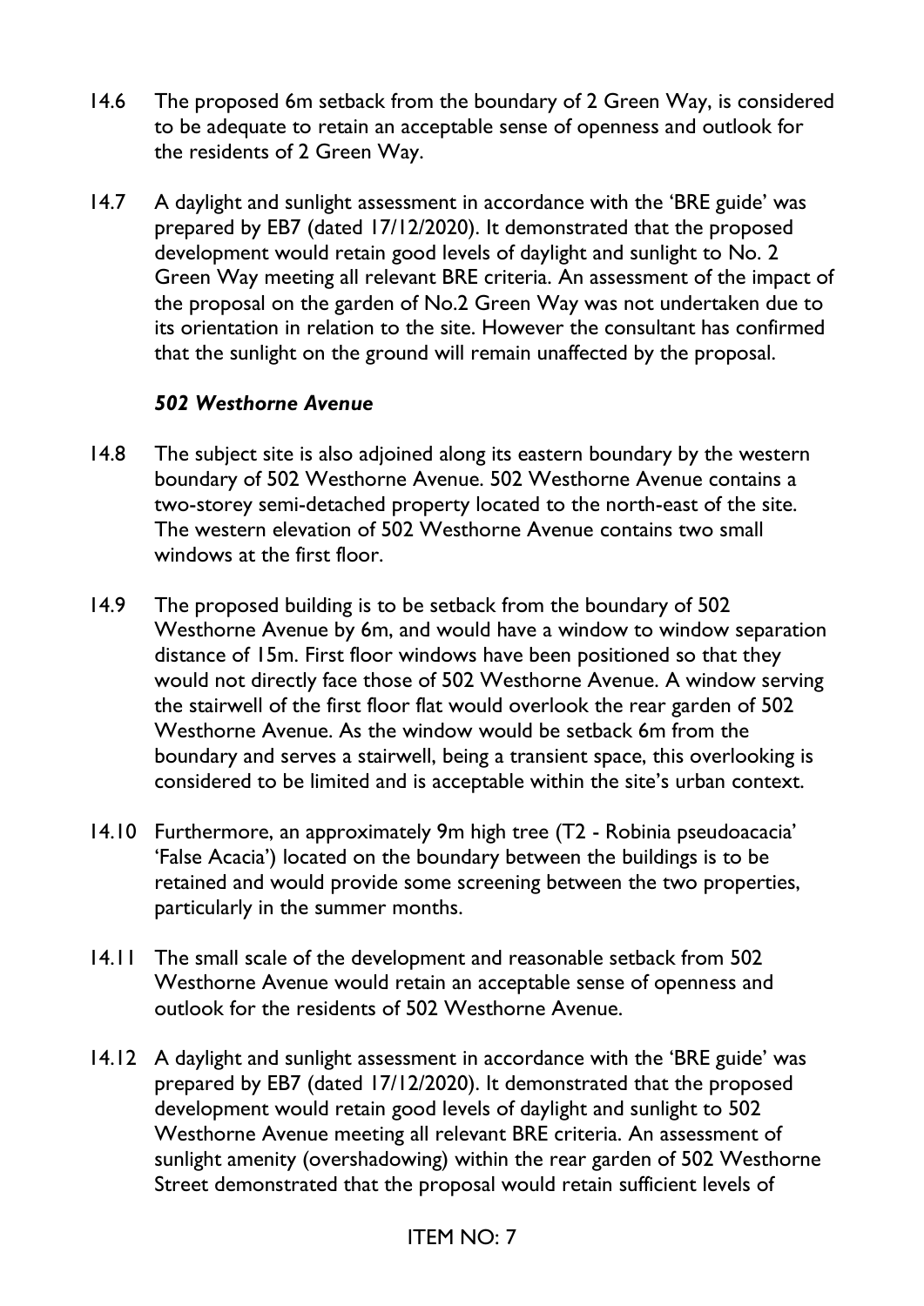14.6 The proposed 6m setback from the boundary of 2 Green Way, is considered to be adequate to retain an acceptable sense of openness and outlook for the residents of 2 Green Way.

14.7 A daylight and sunlight assessment in accordance with the 'BRE guide' was prepared by EB7 (dated 17/12/2020). It demonstrated that the proposed development would retain good levels of daylight and sunlight to No. 2 Green Way meeting all relevant BRE criteria. An assessment of the impact of the proposal on the garden of No.2 Green Way was not undertaken due to its orientation in relation to the site. However the consultant has confirmed that the sunlight on the ground will remain unaffected by the proposal.

***502 Westhorne Avenue***

14.8 The subject site is also adjoined along its eastern boundary by the western boundary of 502 Westhorne Avenue. 502 Westhorne Avenue contains a two-storey semi-detached property located to the north-east of the site. The western elevation of 502 Westhorne Avenue contains two small windows at the first floor.

14.9 The proposed building is to be setback from the boundary of 502 Westhorne Avenue by 6m, and would have a window to window separation distance of 15m. First floor windows have been positioned so that they would not directly face those of 502 Westhorne Avenue. A window serving the stairwell of the first floor flat would overlook the rear garden of 502 Westhorne Avenue. As the window would be setback 6m from the boundary and serves a stairwell, being a transient space, this overlooking is considered to be limited and is acceptable within the site's urban context.

14.10 Furthermore, an approximately 9m high tree (T2 - Robinia pseudoacacia' 'False Acacia') located on the boundary between the buildings is to be retained and would provide some screening between the two properties, particularly in the summer months.

14.11 The small scale of the development and reasonable setback from 502 Westhorne Avenue would retain an acceptable sense of openness and outlook for the residents of 502 Westhorne Avenue.

14.12 A daylight and sunlight assessment in accordance with the 'BRE guide' was prepared by EB7 (dated 17/12/2020). It demonstrated that the proposed development would retain good levels of daylight and sunlight to 502 Westhorne Avenue meeting all relevant BRE criteria. An assessment of sunlight amenity (overshadowing) within the rear garden of 502 Westhorne Street demonstrated that the proposal would retain sufficient levels of

ITEM NO: 7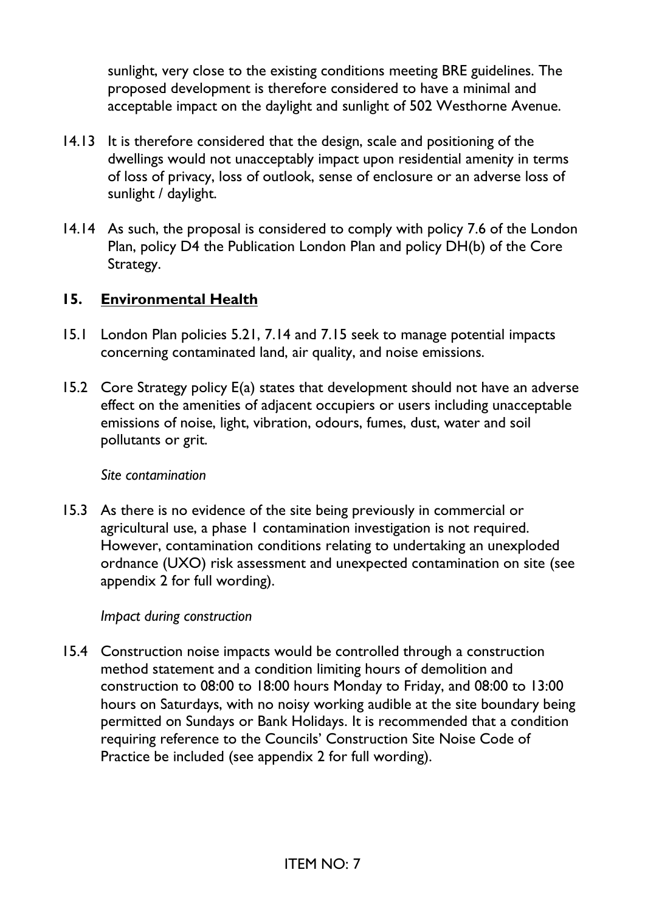sunlight, very close to the existing conditions meeting BRE guidelines. The proposed development is therefore considered to have a minimal and acceptable impact on the daylight and sunlight of 502 Westhorne Avenue.

14.13 It is therefore considered that the design, scale and positioning of the dwellings would not unacceptably impact upon residential amenity in terms of loss of privacy, loss of outlook, sense of enclosure or an adverse loss of sunlight / daylight.

14.14 As such, the proposal is considered to comply with policy 7.6 of the London Plan, policy D4 the Publication London Plan and policy DH(b) of the Core Strategy.

## 15. <u>Environmental Health</u>

15.1 London Plan policies 5.21, 7.14 and 7.15 seek to manage potential impacts concerning contaminated land, air quality, and noise emissions.

15.2 Core Strategy policy E(a) states that development should not have an adverse effect on the amenities of adjacent occupiers or users including unacceptable emissions of noise, light, vibration, odours, fumes, dust, water and soil pollutants or grit.

*Site contamination*

15.3 As there is no evidence of the site being previously in commercial or agricultural use, a phase 1 contamination investigation is not required. However, contamination conditions relating to undertaking an unexploded ordnance (UXO) risk assessment and unexpected contamination on site (see appendix 2 for full wording).

*Impact during construction*

15.4 Construction noise impacts would be controlled through a construction method statement and a condition limiting hours of demolition and construction to 08:00 to 18:00 hours Monday to Friday, and 08:00 to 13:00 hours on Saturdays, with no noisy working audible at the site boundary being permitted on Sundays or Bank Holidays. It is recommended that a condition requiring reference to the Councils' Construction Site Noise Code of Practice be included (see appendix 2 for full wording).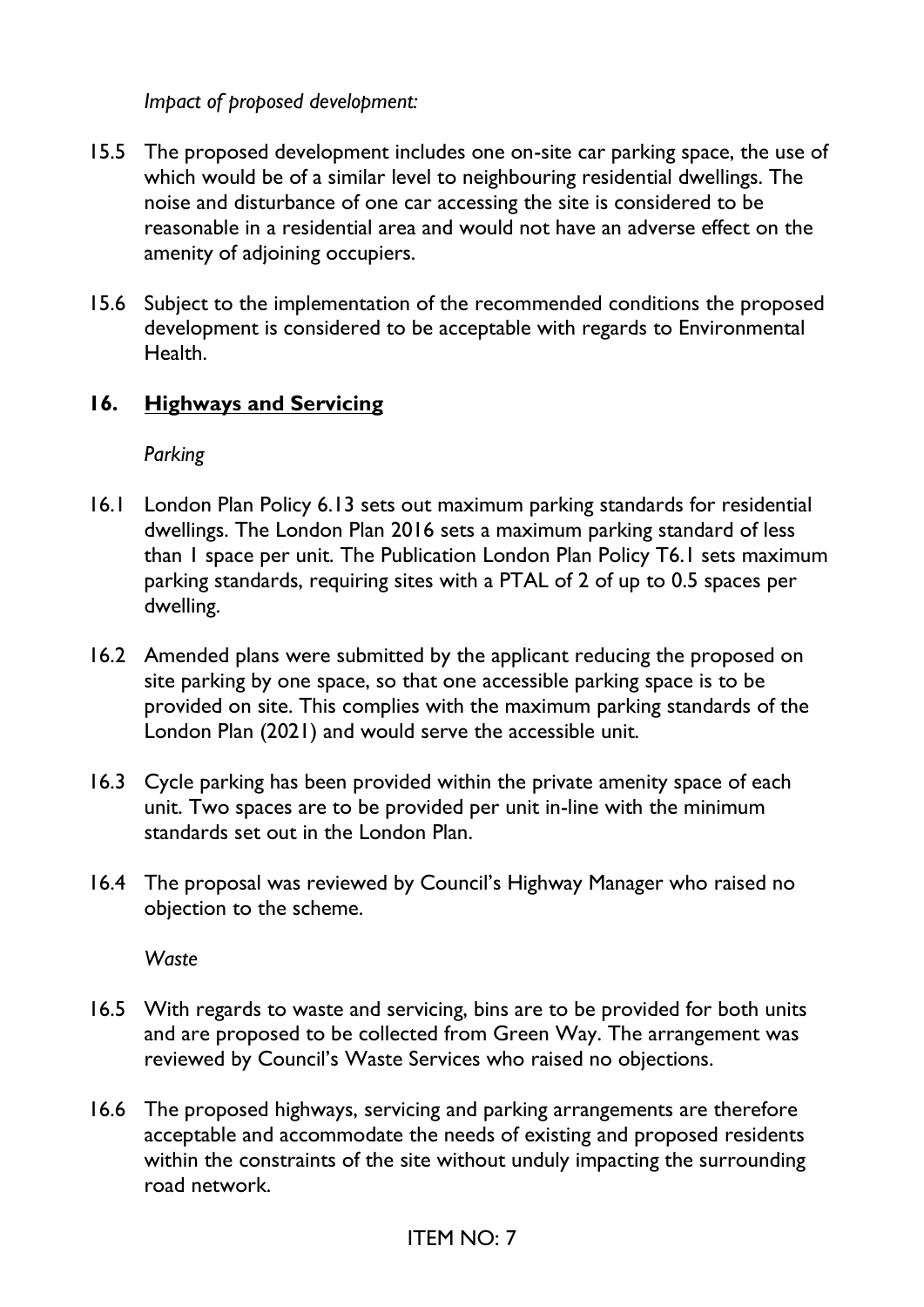*Impact of proposed development:*

15.5 The proposed development includes one on-site car parking space, the use of which would be of a similar level to neighbouring residential dwellings. The noise and disturbance of one car accessing the site is considered to be reasonable in a residential area and would not have an adverse effect on the amenity of adjoining occupiers.

15.6 Subject to the implementation of the recommended conditions the proposed development is considered to be acceptable with regards to Environmental Health.

## 16. Highways and Servicing

*Parking*

16.1 London Plan Policy 6.13 sets out maximum parking standards for residential dwellings. The London Plan 2016 sets a maximum parking standard of less than 1 space per unit. The Publication London Plan Policy T6.1 sets maximum parking standards, requiring sites with a PTAL of 2 of up to 0.5 spaces per dwelling.

16.2 Amended plans were submitted by the applicant reducing the proposed on site parking by one space, so that one accessible parking space is to be provided on site. This complies with the maximum parking standards of the London Plan (2021) and would serve the accessible unit.

16.3 Cycle parking has been provided within the private amenity space of each unit. Two spaces are to be provided per unit in-line with the minimum standards set out in the London Plan.

16.4 The proposal was reviewed by Council's Highway Manager who raised no objection to the scheme.

*Waste*

16.5 With regards to waste and servicing, bins are to be provided for both units and are proposed to be collected from Green Way. The arrangement was reviewed by Council's Waste Services who raised no objections.

16.6 The proposed highways, servicing and parking arrangements are therefore acceptable and accommodate the needs of existing and proposed residents within the constraints of the site without unduly impacting the surrounding road network.

ITEM NO: 7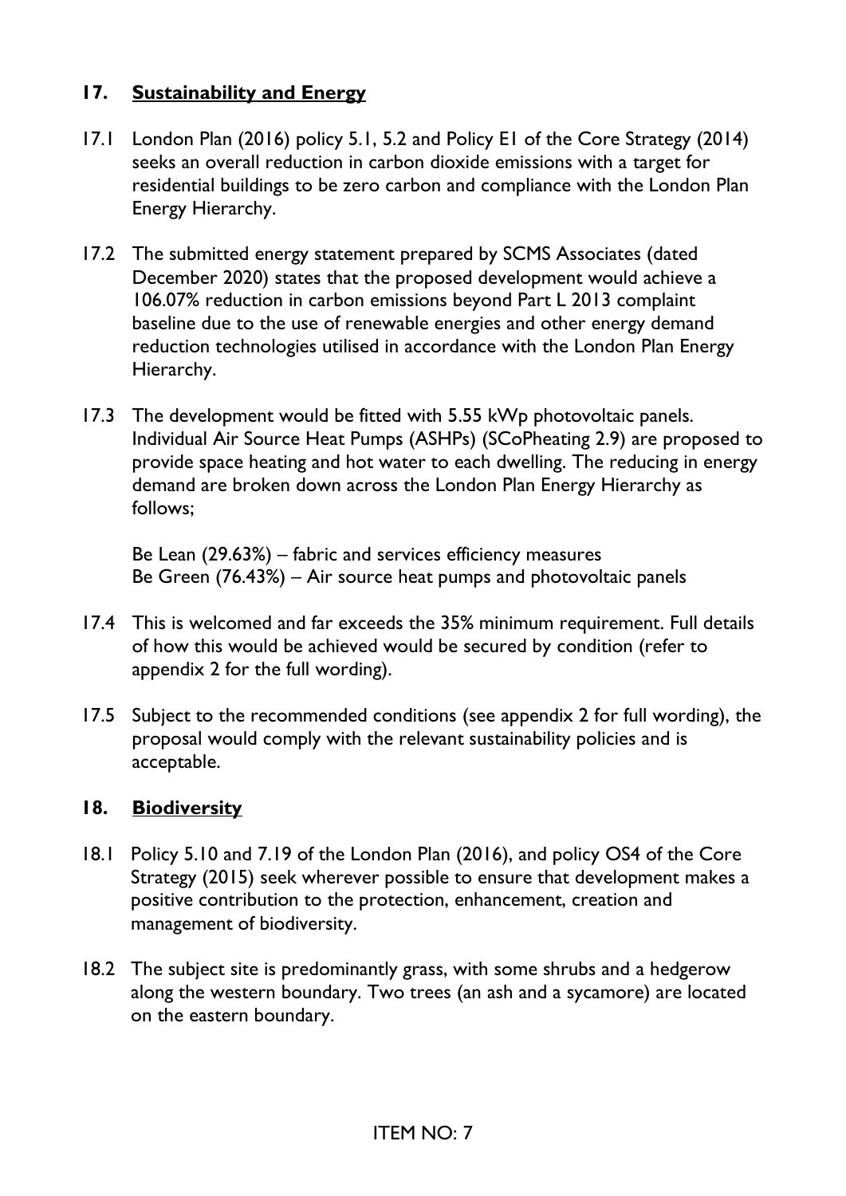## 17. Sustainability and Energy

17.1 London Plan (2016) policy 5.1, 5.2 and Policy E1 of the Core Strategy (2014) seeks an overall reduction in carbon dioxide emissions with a target for residential buildings to be zero carbon and compliance with the London Plan Energy Hierarchy.

17.2 The submitted energy statement prepared by SCMS Associates (dated December 2020) states that the proposed development would achieve a 106.07% reduction in carbon emissions beyond Part L 2013 complaint baseline due to the use of renewable energies and other energy demand reduction technologies utilised in accordance with the London Plan Energy Hierarchy.

17.3 The development would be fitted with 5.55 kWp photovoltaic panels. Individual Air Source Heat Pumps (ASHPs) (SCoPheating 2.9) are proposed to provide space heating and hot water to each dwelling. The reducing in energy demand are broken down across the London Plan Energy Hierarchy as follows;

Be Lean (29.63%) – fabric and services efficiency measures
Be Green (76.43%) – Air source heat pumps and photovoltaic panels

17.4 This is welcomed and far exceeds the 35% minimum requirement. Full details of how this would be achieved would be secured by condition (refer to appendix 2 for the full wording).

17.5 Subject to the recommended conditions (see appendix 2 for full wording), the proposal would comply with the relevant sustainability policies and is acceptable.

## 18. Biodiversity

18.1 Policy 5.10 and 7.19 of the London Plan (2016), and policy OS4 of the Core Strategy (2015) seek wherever possible to ensure that development makes a positive contribution to the protection, enhancement, creation and management of biodiversity.

18.2 The subject site is predominantly grass, with some shrubs and a hedgerow along the western boundary. Two trees (an ash and a sycamore) are located on the eastern boundary.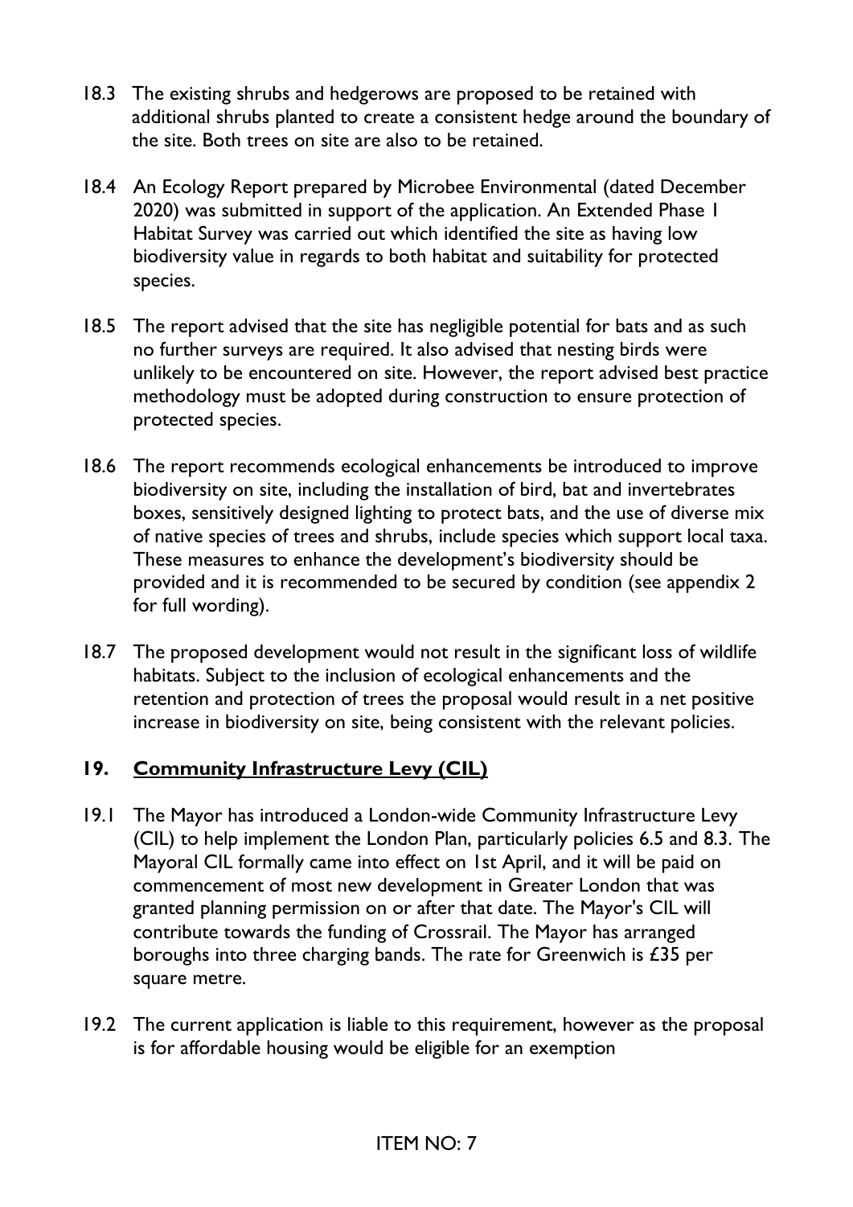18.3 The existing shrubs and hedgerows are proposed to be retained with additional shrubs planted to create a consistent hedge around the boundary of the site. Both trees on site are also to be retained.

18.4 An Ecology Report prepared by Microbee Environmental (dated December 2020) was submitted in support of the application. An Extended Phase 1 Habitat Survey was carried out which identified the site as having low biodiversity value in regards to both habitat and suitability for protected species.

18.5 The report advised that the site has negligible potential for bats and as such no further surveys are required. It also advised that nesting birds were unlikely to be encountered on site. However, the report advised best practice methodology must be adopted during construction to ensure protection of protected species.

18.6 The report recommends ecological enhancements be introduced to improve biodiversity on site, including the installation of bird, bat and invertebrates boxes, sensitively designed lighting to protect bats, and the use of diverse mix of native species of trees and shrubs, include species which support local taxa. These measures to enhance the development's biodiversity should be provided and it is recommended to be secured by condition (see appendix 2 for full wording).

18.7 The proposed development would not result in the significant loss of wildlife habitats. Subject to the inclusion of ecological enhancements and the retention and protection of trees the proposal would result in a net positive increase in biodiversity on site, being consistent with the relevant policies.

## 19. <u>Community Infrastructure Levy (CIL)</u>

19.1 The Mayor has introduced a London-wide Community Infrastructure Levy (CIL) to help implement the London Plan, particularly policies 6.5 and 8.3. The Mayoral CIL formally came into effect on 1st April, and it will be paid on commencement of most new development in Greater London that was granted planning permission on or after that date. The Mayor's CIL will contribute towards the funding of Crossrail. The Mayor has arranged boroughs into three charging bands. The rate for Greenwich is £35 per square metre.

19.2 The current application is liable to this requirement, however as the proposal is for affordable housing would be eligible for an exemption

ITEM NO: 7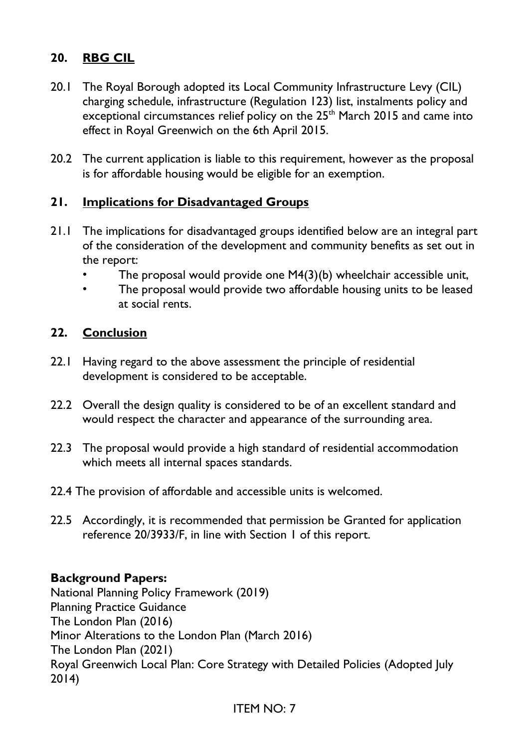## 20. RBG CIL

20.1 The Royal Borough adopted its Local Community Infrastructure Levy (CIL) charging schedule, infrastructure (Regulation 123) list, instalments policy and exceptional circumstances relief policy on the 25th March 2015 and came into effect in Royal Greenwich on the 6th April 2015.

20.2 The current application is liable to this requirement, however as the proposal is for affordable housing would be eligible for an exemption.

## 21. Implications for Disadvantaged Groups

21.1 The implications for disadvantaged groups identified below are an integral part of the consideration of the development and community benefits as set out in the report:

- The proposal would provide one M4(3)(b) wheelchair accessible unit,
- The proposal would provide two affordable housing units to be leased at social rents.

## 22. Conclusion

22.1 Having regard to the above assessment the principle of residential development is considered to be acceptable.

22.2 Overall the design quality is considered to be of an excellent standard and would respect the character and appearance of the surrounding area.

22.3 The proposal would provide a high standard of residential accommodation which meets all internal spaces standards.

22.4 The provision of affordable and accessible units is welcomed.

22.5 Accordingly, it is recommended that permission be Granted for application reference 20/3933/F, in line with Section 1 of this report.

**Background Papers:**

National Planning Policy Framework (2019)
Planning Practice Guidance
The London Plan (2016)
Minor Alterations to the London Plan (March 2016)
The London Plan (2021)
Royal Greenwich Local Plan: Core Strategy with Detailed Policies (Adopted July 2014)

ITEM NO: 7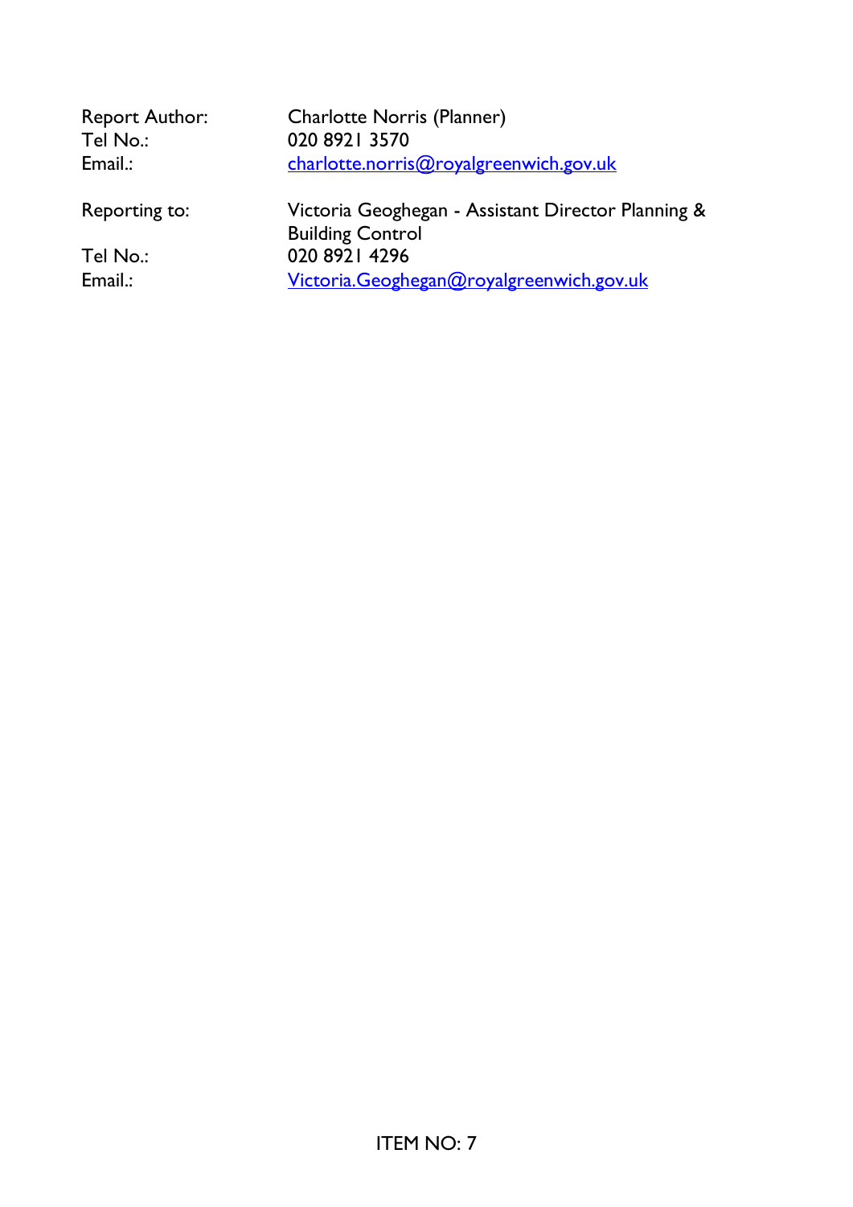| | |
|---|---|
| Report Author: | Charlotte Norris (Planner) |
| Tel No.: | 020 8921 3570 |
| Email.: | charlotte.norris@royalgreenwich.gov.uk |
| Reporting to: | Victoria Geoghegan - Assistant Director Planning & Building Control |
| Tel No.: | 020 8921 4296 |
| Email.: | Victoria.Geoghegan@royalgreenwich.gov.uk |

ITEM NO: 7